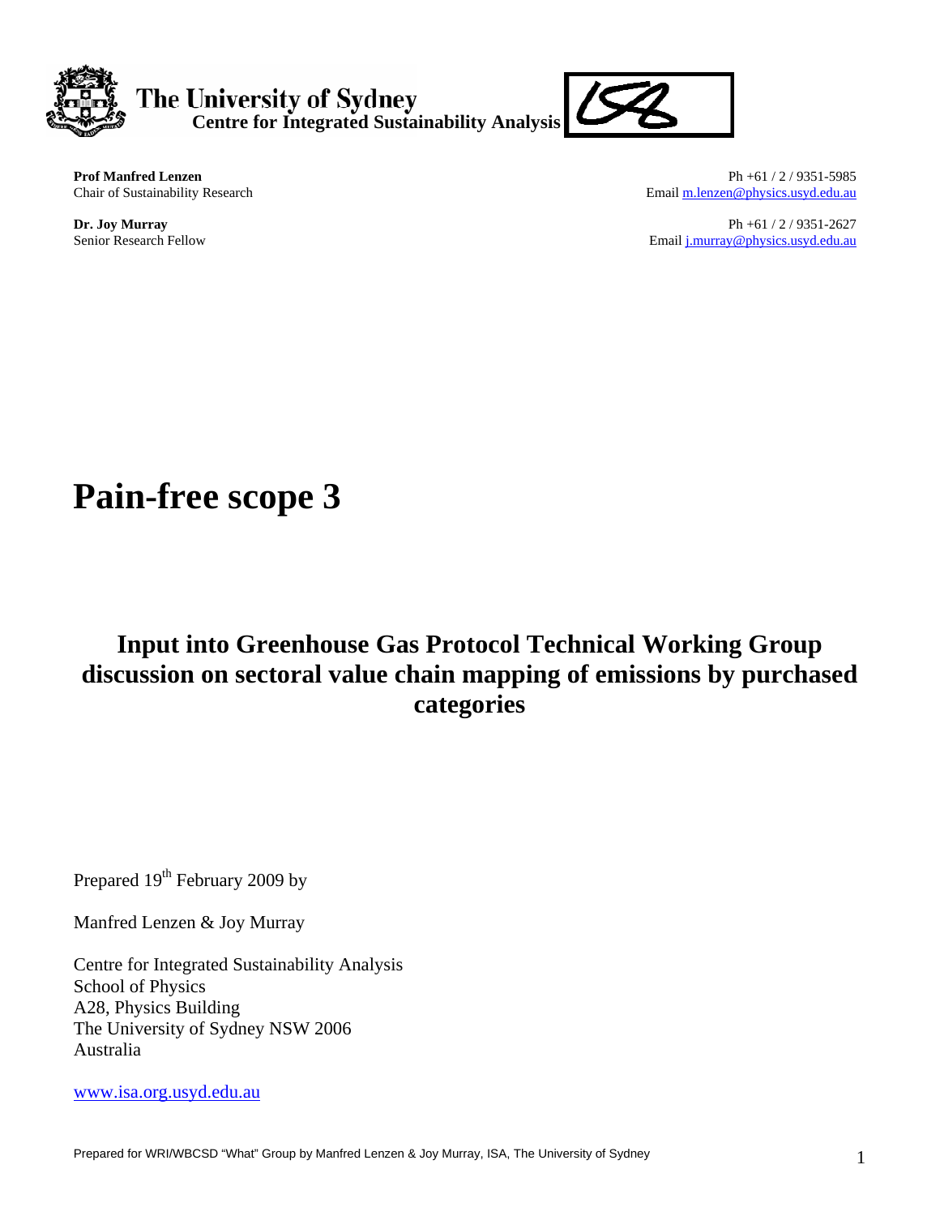The University of Sydney
**Centre for Integrated Sustainability Analysis**

**Prof Manfred Lenzen**
Chair of Sustainability Research

Ph +61 / 2 / 9351-5985
Email m.lenzen@physics.usyd.edu.au

**Dr. Joy Murray**
Senior Research Fellow

Ph +61 / 2 / 9351-2627
Email j.murray@physics.usyd.edu.au

# Pain-free scope 3

## Input into Greenhouse Gas Protocol Technical Working Group discussion on sectoral value chain mapping of emissions by purchased categories

Prepared 19th February 2009 by

Manfred Lenzen & Joy Murray

Centre for Integrated Sustainability Analysis
School of Physics
A28, Physics Building
The University of Sydney NSW 2006
Australia

www.isa.org.usyd.edu.au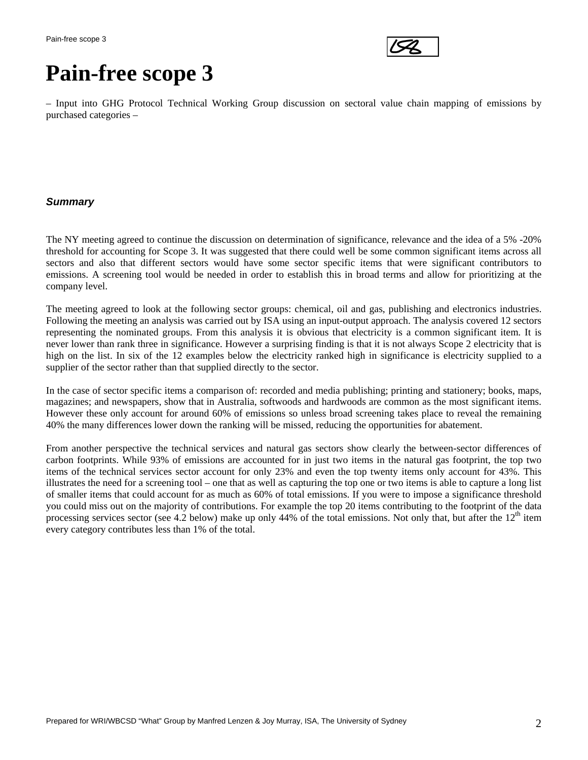# Pain-free scope 3

– Input into GHG Protocol Technical Working Group discussion on sectoral value chain mapping of emissions by purchased categories –

### *Summary*

The NY meeting agreed to continue the discussion on determination of significance, relevance and the idea of a 5% -20% threshold for accounting for Scope 3. It was suggested that there could well be some common significant items across all sectors and also that different sectors would have some sector specific items that were significant contributors to emissions. A screening tool would be needed in order to establish this in broad terms and allow for prioritizing at the company level.

The meeting agreed to look at the following sector groups: chemical, oil and gas, publishing and electronics industries. Following the meeting an analysis was carried out by ISA using an input-output approach. The analysis covered 12 sectors representing the nominated groups. From this analysis it is obvious that electricity is a common significant item. It is never lower than rank three in significance. However a surprising finding is that it is not always Scope 2 electricity that is high on the list. In six of the 12 examples below the electricity ranked high in significance is electricity supplied to a supplier of the sector rather than that supplied directly to the sector.

In the case of sector specific items a comparison of: recorded and media publishing; printing and stationery; books, maps, magazines; and newspapers, show that in Australia, softwoods and hardwoods are common as the most significant items. However these only account for around 60% of emissions so unless broad screening takes place to reveal the remaining 40% the many differences lower down the ranking will be missed, reducing the opportunities for abatement.

From another perspective the technical services and natural gas sectors show clearly the between-sector differences of carbon footprints. While 93% of emissions are accounted for in just two items in the natural gas footprint, the top two items of the technical services sector account for only 23% and even the top twenty items only account for 43%. This illustrates the need for a screening tool – one that as well as capturing the top one or two items is able to capture a long list of smaller items that could account for as much as 60% of total emissions. If you were to impose a significance threshold you could miss out on the majority of contributions. For example the top 20 items contributing to the footprint of the data processing services sector (see 4.2 below) make up only 44% of the total emissions. Not only that, but after the 12th item every category contributes less than 1% of the total.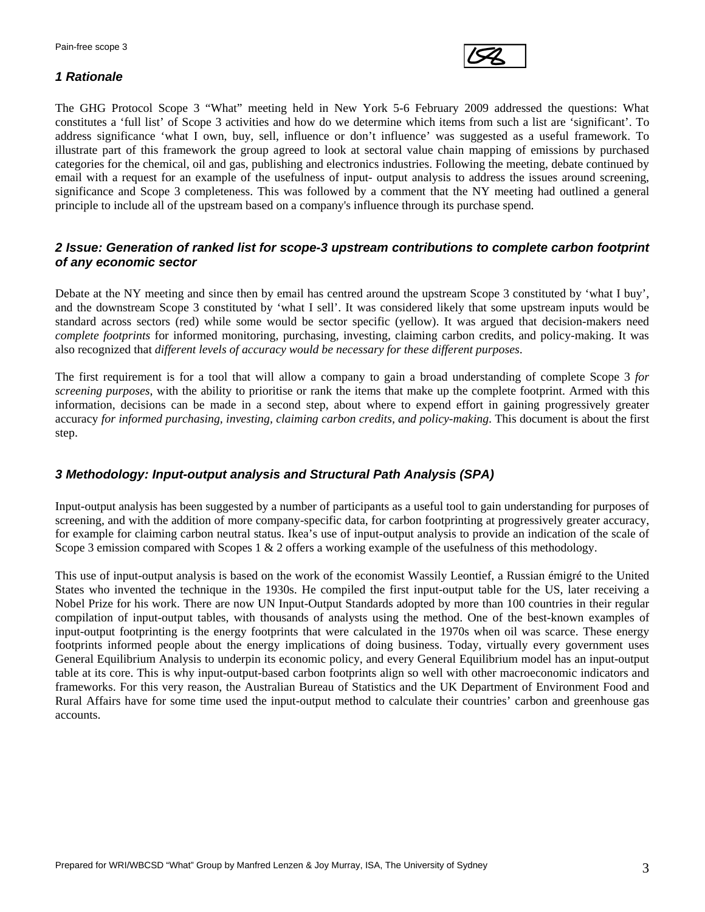## 1 Rationale

The GHG Protocol Scope 3 "What" meeting held in New York 5-6 February 2009 addressed the questions: What constitutes a 'full list' of Scope 3 activities and how do we determine which items from such a list are 'significant'. To address significance 'what I own, buy, sell, influence or don't influence' was suggested as a useful framework. To illustrate part of this framework the group agreed to look at sectoral value chain mapping of emissions by purchased categories for the chemical, oil and gas, publishing and electronics industries. Following the meeting, debate continued by email with a request for an example of the usefulness of input- output analysis to address the issues around screening, significance and Scope 3 completeness. This was followed by a comment that the NY meeting had outlined a general principle to include all of the upstream based on a company's influence through its purchase spend.

## 2 Issue: Generation of ranked list for scope-3 upstream contributions to complete carbon footprint of any economic sector

Debate at the NY meeting and since then by email has centred around the upstream Scope 3 constituted by 'what I buy', and the downstream Scope 3 constituted by 'what I sell'. It was considered likely that some upstream inputs would be standard across sectors (red) while some would be sector specific (yellow). It was argued that decision-makers need *complete footprints* for informed monitoring, purchasing, investing, claiming carbon credits, and policy-making. It was also recognized that *different levels of accuracy would be necessary for these different purposes*.

The first requirement is for a tool that will allow a company to gain a broad understanding of complete Scope 3 *for screening purposes*, with the ability to prioritise or rank the items that make up the complete footprint. Armed with this information, decisions can be made in a second step, about where to expend effort in gaining progressively greater accuracy *for informed purchasing, investing, claiming carbon credits, and policy-making*. This document is about the first step.

## 3 Methodology: Input-output analysis and Structural Path Analysis (SPA)

Input-output analysis has been suggested by a number of participants as a useful tool to gain understanding for purposes of screening, and with the addition of more company-specific data, for carbon footprinting at progressively greater accuracy, for example for claiming carbon neutral status. Ikea's use of input-output analysis to provide an indication of the scale of Scope 3 emission compared with Scopes 1 & 2 offers a working example of the usefulness of this methodology.

This use of input-output analysis is based on the work of the economist Wassily Leontief, a Russian émigré to the United States who invented the technique in the 1930s. He compiled the first input-output table for the US, later receiving a Nobel Prize for his work. There are now UN Input-Output Standards adopted by more than 100 countries in their regular compilation of input-output tables, with thousands of analysts using the method. One of the best-known examples of input-output footprinting is the energy footprints that were calculated in the 1970s when oil was scarce. These energy footprints informed people about the energy implications of doing business. Today, virtually every government uses General Equilibrium Analysis to underpin its economic policy, and every General Equilibrium model has an input-output table at its core. This is why input-output-based carbon footprints align so well with other macroeconomic indicators and frameworks. For this very reason, the Australian Bureau of Statistics and the UK Department of Environment Food and Rural Affairs have for some time used the input-output method to calculate their countries' carbon and greenhouse gas accounts.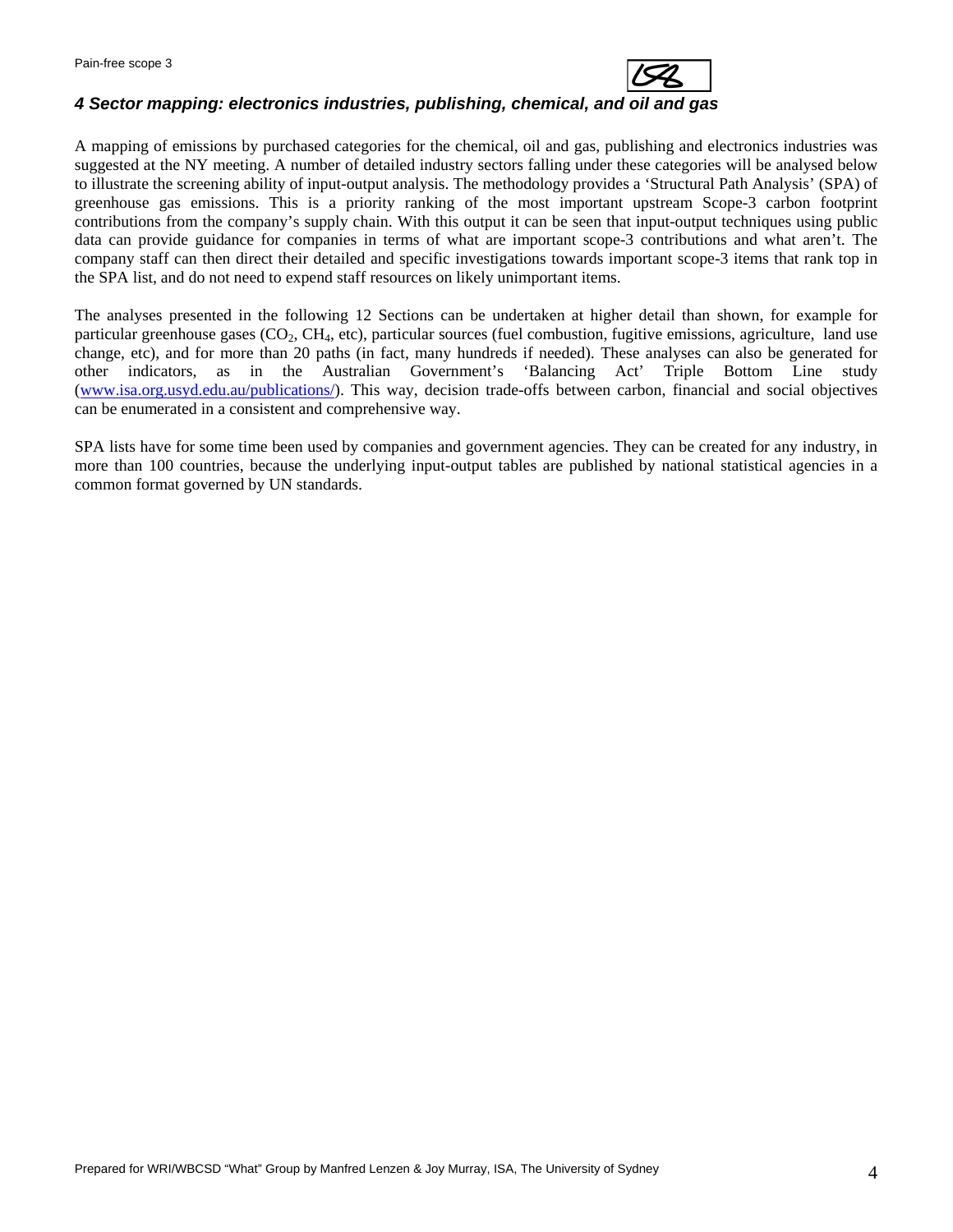### *4 Sector mapping: electronics industries, publishing, chemical, and oil and gas*

A mapping of emissions by purchased categories for the chemical, oil and gas, publishing and electronics industries was suggested at the NY meeting. A number of detailed industry sectors falling under these categories will be analysed below to illustrate the screening ability of input-output analysis. The methodology provides a 'Structural Path Analysis' (SPA) of greenhouse gas emissions. This is a priority ranking of the most important upstream Scope-3 carbon footprint contributions from the company's supply chain. With this output it can be seen that input-output techniques using public data can provide guidance for companies in terms of what are important scope-3 contributions and what aren't. The company staff can then direct their detailed and specific investigations towards important scope-3 items that rank top in the SPA list, and do not need to expend staff resources on likely unimportant items.

The analyses presented in the following 12 Sections can be undertaken at higher detail than shown, for example for particular greenhouse gases ($CO_2$, $CH_4$, etc), particular sources (fuel combustion, fugitive emissions, agriculture, land use change, etc), and for more than 20 paths (in fact, many hundreds if needed). These analyses can also be generated for other indicators, as in the Australian Government's 'Balancing Act' Triple Bottom Line study (www.isa.org.usyd.edu.au/publications/). This way, decision trade-offs between carbon, financial and social objectives can be enumerated in a consistent and comprehensive way.

SPA lists have for some time been used by companies and government agencies. They can be created for any industry, in more than 100 countries, because the underlying input-output tables are published by national statistical agencies in a common format governed by UN standards.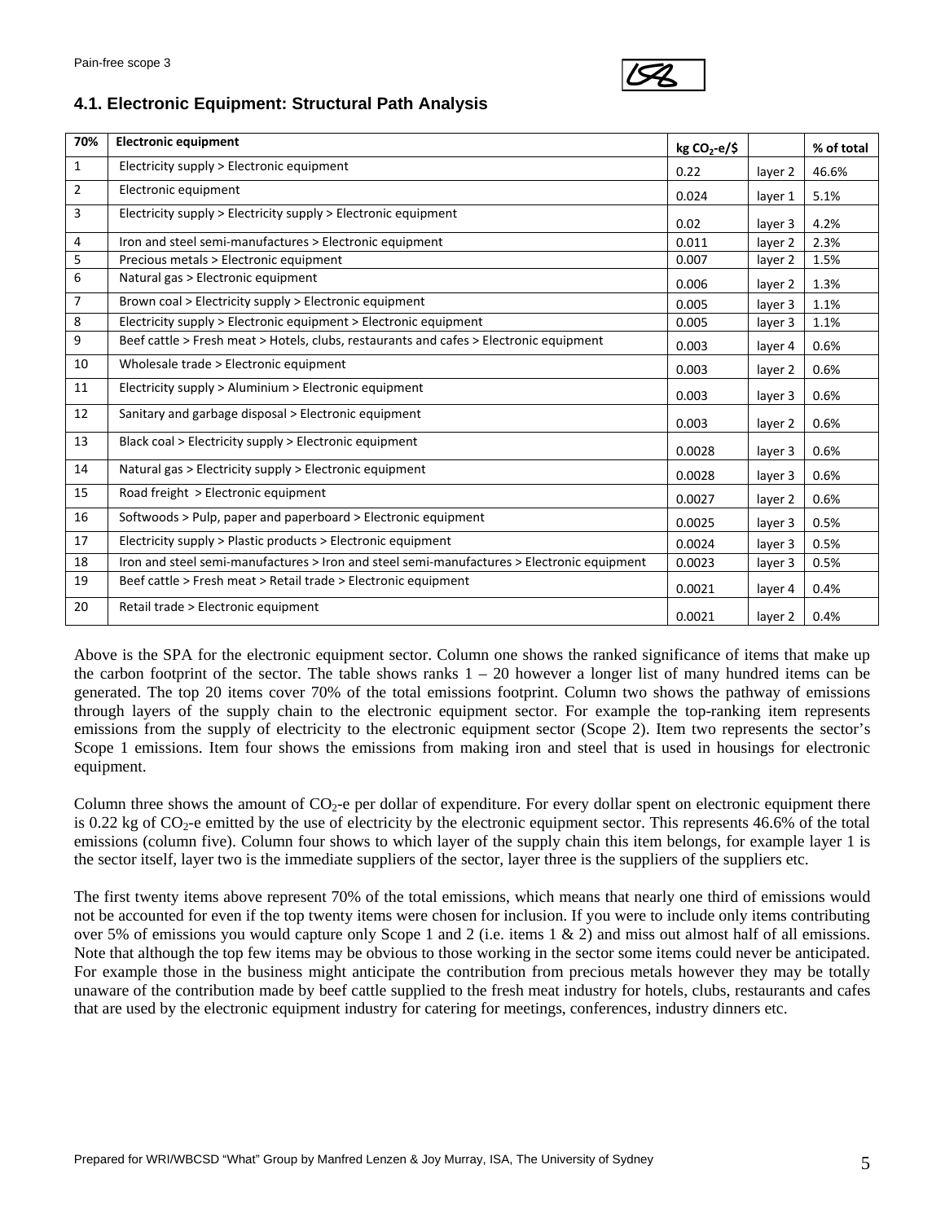## 4.1. Electronic Equipment: Structural Path Analysis

| 70% | Electronic equipment | kg $CO_2$-e/$ | | % of total |
|---|---|---|---|---|
| 1 | Electricity supply > Electronic equipment | 0.22 | layer 2 | 46.6% |
| 2 | Electronic equipment | 0.024 | layer 1 | 5.1% |
| 3 | Electricity supply > Electricity supply > Electronic equipment | 0.02 | layer 3 | 4.2% |
| 4 | Iron and steel semi-manufactures > Electronic equipment | 0.011 | layer 2 | 2.3% |
| 5 | Precious metals > Electronic equipment | 0.007 | layer 2 | 1.5% |
| 6 | Natural gas > Electronic equipment | 0.006 | layer 2 | 1.3% |
| 7 | Brown coal > Electricity supply > Electronic equipment | 0.005 | layer 3 | 1.1% |
| 8 | Electricity supply > Electronic equipment > Electronic equipment | 0.005 | layer 3 | 1.1% |
| 9 | Beef cattle > Fresh meat > Hotels, clubs, restaurants and cafes > Electronic equipment | 0.003 | layer 4 | 0.6% |
| 10 | Wholesale trade > Electronic equipment | 0.003 | layer 2 | 0.6% |
| 11 | Electricity supply > Aluminium > Electronic equipment | 0.003 | layer 3 | 0.6% |
| 12 | Sanitary and garbage disposal > Electronic equipment | 0.003 | layer 2 | 0.6% |
| 13 | Black coal > Electricity supply > Electronic equipment | 0.0028 | layer 3 | 0.6% |
| 14 | Natural gas > Electricity supply > Electronic equipment | 0.0028 | layer 3 | 0.6% |
| 15 | Road freight > Electronic equipment | 0.0027 | layer 2 | 0.6% |
| 16 | Softwoods > Pulp, paper and paperboard > Electronic equipment | 0.0025 | layer 3 | 0.5% |
| 17 | Electricity supply > Plastic products > Electronic equipment | 0.0024 | layer 3 | 0.5% |
| 18 | Iron and steel semi-manufactures > Iron and steel semi-manufactures > Electronic equipment | 0.0023 | layer 3 | 0.5% |
| 19 | Beef cattle > Fresh meat > Retail trade > Electronic equipment | 0.0021 | layer 4 | 0.4% |
| 20 | Retail trade > Electronic equipment | 0.0021 | layer 2 | 0.4% |

Above is the SPA for the electronic equipment sector. Column one shows the ranked significance of items that make up the carbon footprint of the sector. The table shows ranks 1 – 20 however a longer list of many hundred items can be generated. The top 20 items cover 70% of the total emissions footprint. Column two shows the pathway of emissions through layers of the supply chain to the electronic equipment sector. For example the top-ranking item represents emissions from the supply of electricity to the electronic equipment sector (Scope 2). Item two represents the sector's Scope 1 emissions. Item four shows the emissions from making iron and steel that is used in housings for electronic equipment.

Column three shows the amount of $CO_2$-e per dollar of expenditure. For every dollar spent on electronic equipment there is 0.22 kg of $CO_2$-e emitted by the use of electricity by the electronic equipment sector. This represents 46.6% of the total emissions (column five). Column four shows to which layer of the supply chain this item belongs, for example layer 1 is the sector itself, layer two is the immediate suppliers of the sector, layer three is the suppliers of the suppliers etc.

The first twenty items above represent 70% of the total emissions, which means that nearly one third of emissions would not be accounted for even if the top twenty items were chosen for inclusion. If you were to include only items contributing over 5% of emissions you would capture only Scope 1 and 2 (i.e. items 1 & 2) and miss out almost half of all emissions. Note that although the top few items may be obvious to those working in the sector some items could never be anticipated. For example those in the business might anticipate the contribution from precious metals however they may be totally unaware of the contribution made by beef cattle supplied to the fresh meat industry for hotels, clubs, restaurants and cafes that are used by the electronic equipment industry for catering for meetings, conferences, industry dinners etc.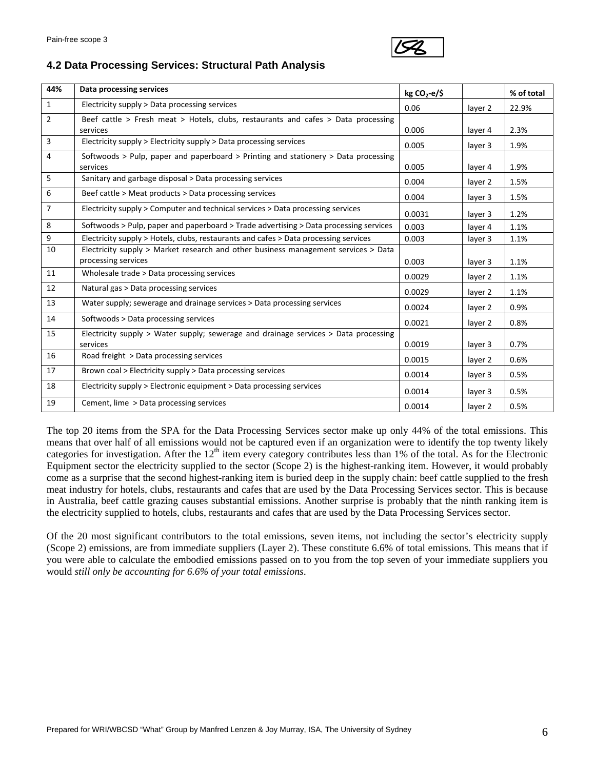### 4.2 Data Processing Services: Structural Path Analysis

| 44% | Data processing services | kg $CO_2$-e/$ | | % of total |
|---|---|---|---|---|
| 1 | Electricity supply > Data processing services | 0.06 | layer 2 | 22.9% |
| 2 | Beef cattle > Fresh meat > Hotels, clubs, restaurants and cafes > Data processing services | 0.006 | layer 4 | 2.3% |
| 3 | Electricity supply > Electricity supply > Data processing services | 0.005 | layer 3 | 1.9% |
| 4 | Softwoods > Pulp, paper and paperboard > Printing and stationery > Data processing services | 0.005 | layer 4 | 1.9% |
| 5 | Sanitary and garbage disposal > Data processing services | 0.004 | layer 2 | 1.5% |
| 6 | Beef cattle > Meat products > Data processing services | 0.004 | layer 3 | 1.5% |
| 7 | Electricity supply > Computer and technical services > Data processing services | 0.0031 | layer 3 | 1.2% |
| 8 | Softwoods > Pulp, paper and paperboard > Trade advertising > Data processing services | 0.003 | layer 4 | 1.1% |
| 9 | Electricity supply > Hotels, clubs, restaurants and cafes > Data processing services | 0.003 | layer 3 | 1.1% |
| 10 | Electricity supply > Market research and other business management services > Data processing services | 0.003 | layer 3 | 1.1% |
| 11 | Wholesale trade > Data processing services | 0.0029 | layer 2 | 1.1% |
| 12 | Natural gas > Data processing services | 0.0029 | layer 2 | 1.1% |
| 13 | Water supply; sewerage and drainage services > Data processing services | 0.0024 | layer 2 | 0.9% |
| 14 | Softwoods > Data processing services | 0.0021 | layer 2 | 0.8% |
| 15 | Electricity supply > Water supply; sewerage and drainage services > Data processing services | 0.0019 | layer 3 | 0.7% |
| 16 | Road freight > Data processing services | 0.0015 | layer 2 | 0.6% |
| 17 | Brown coal > Electricity supply > Data processing services | 0.0014 | layer 3 | 0.5% |
| 18 | Electricity supply > Electronic equipment > Data processing services | 0.0014 | layer 3 | 0.5% |
| 19 | Cement, lime > Data processing services | 0.0014 | layer 2 | 0.5% |

The top 20 items from the SPA for the Data Processing Services sector make up only 44% of the total emissions. This means that over half of all emissions would not be captured even if an organization were to identify the top twenty likely categories for investigation. After the 12th item every category contributes less than 1% of the total. As for the Electronic Equipment sector the electricity supplied to the sector (Scope 2) is the highest-ranking item. However, it would probably come as a surprise that the second highest-ranking item is buried deep in the supply chain: beef cattle supplied to the fresh meat industry for hotels, clubs, restaurants and cafes that are used by the Data Processing Services sector. This is because in Australia, beef cattle grazing causes substantial emissions. Another surprise is probably that the ninth ranking item is the electricity supplied to hotels, clubs, restaurants and cafes that are used by the Data Processing Services sector.

Of the 20 most significant contributors to the total emissions, seven items, not including the sector's electricity supply (Scope 2) emissions, are from immediate suppliers (Layer 2). These constitute 6.6% of total emissions. This means that if you were able to calculate the embodied emissions passed on to you from the top seven of your immediate suppliers you would *still only be accounting for 6.6% of your total emissions*.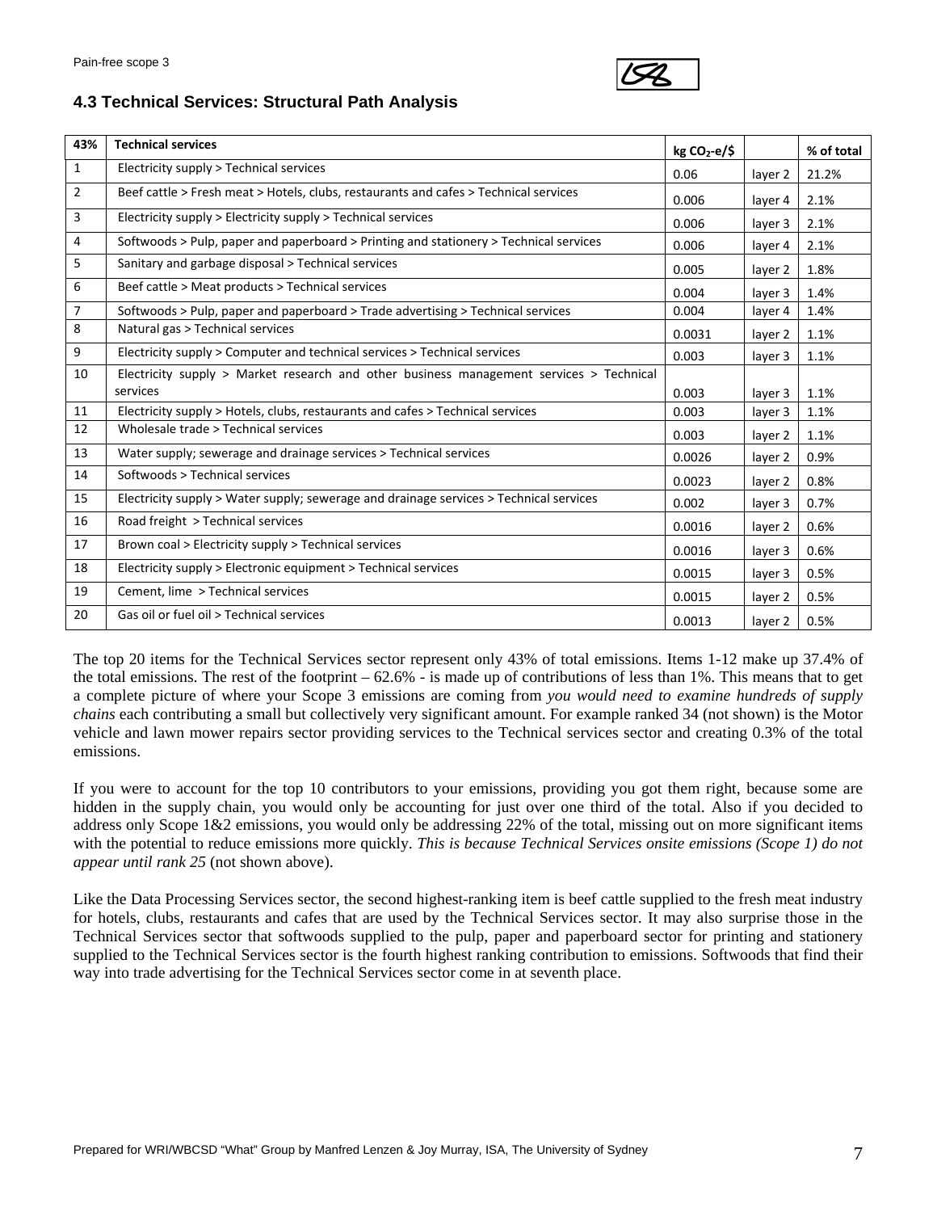### 4.3 Technical Services: Structural Path Analysis

| 43% | Technical services | kg $CO_2$-e/$ | | % of total |
|---|---|---|---|---|
| 1 | Electricity supply > Technical services | 0.06 | layer 2 | 21.2% |
| 2 | Beef cattle > Fresh meat > Hotels, clubs, restaurants and cafes > Technical services | 0.006 | layer 4 | 2.1% |
| 3 | Electricity supply > Electricity supply > Technical services | 0.006 | layer 3 | 2.1% |
| 4 | Softwoods > Pulp, paper and paperboard > Printing and stationery > Technical services | 0.006 | layer 4 | 2.1% |
| 5 | Sanitary and garbage disposal > Technical services | 0.005 | layer 2 | 1.8% |
| 6 | Beef cattle > Meat products > Technical services | 0.004 | layer 3 | 1.4% |
| 7 | Softwoods > Pulp, paper and paperboard > Trade advertising > Technical services | 0.004 | layer 4 | 1.4% |
| 8 | Natural gas > Technical services | 0.0031 | layer 2 | 1.1% |
| 9 | Electricity supply > Computer and technical services > Technical services | 0.003 | layer 3 | 1.1% |
| 10 | Electricity supply > Market research and other business management services > Technical services | 0.003 | layer 3 | 1.1% |
| 11 | Electricity supply > Hotels, clubs, restaurants and cafes > Technical services | 0.003 | layer 3 | 1.1% |
| 12 | Wholesale trade > Technical services | 0.003 | layer 2 | 1.1% |
| 13 | Water supply; sewerage and drainage services > Technical services | 0.0026 | layer 2 | 0.9% |
| 14 | Softwoods > Technical services | 0.0023 | layer 2 | 0.8% |
| 15 | Electricity supply > Water supply; sewerage and drainage services > Technical services | 0.002 | layer 3 | 0.7% |
| 16 | Road freight > Technical services | 0.0016 | layer 2 | 0.6% |
| 17 | Brown coal > Electricity supply > Technical services | 0.0016 | layer 3 | 0.6% |
| 18 | Electricity supply > Electronic equipment > Technical services | 0.0015 | layer 3 | 0.5% |
| 19 | Cement, lime > Technical services | 0.0015 | layer 2 | 0.5% |
| 20 | Gas oil or fuel oil > Technical services | 0.0013 | layer 2 | 0.5% |

The top 20 items for the Technical Services sector represent only 43% of total emissions. Items 1-12 make up 37.4% of the total emissions. The rest of the footprint – 62.6% - is made up of contributions of less than 1%. This means that to get a complete picture of where your Scope 3 emissions are coming from *you would need to examine hundreds of supply chains* each contributing a small but collectively very significant amount. For example ranked 34 (not shown) is the Motor vehicle and lawn mower repairs sector providing services to the Technical services sector and creating 0.3% of the total emissions.

If you were to account for the top 10 contributors to your emissions, providing you got them right, because some are hidden in the supply chain, you would only be accounting for just over one third of the total. Also if you decided to address only Scope 1&2 emissions, you would only be addressing 22% of the total, missing out on more significant items with the potential to reduce emissions more quickly. *This is because Technical Services onsite emissions (Scope 1) do not appear until rank 25* (not shown above).

Like the Data Processing Services sector, the second highest-ranking item is beef cattle supplied to the fresh meat industry for hotels, clubs, restaurants and cafes that are used by the Technical Services sector. It may also surprise those in the Technical Services sector that softwoods supplied to the pulp, paper and paperboard sector for printing and stationery supplied to the Technical Services sector is the fourth highest ranking contribution to emissions. Softwoods that find their way into trade advertising for the Technical Services sector come in at seventh place.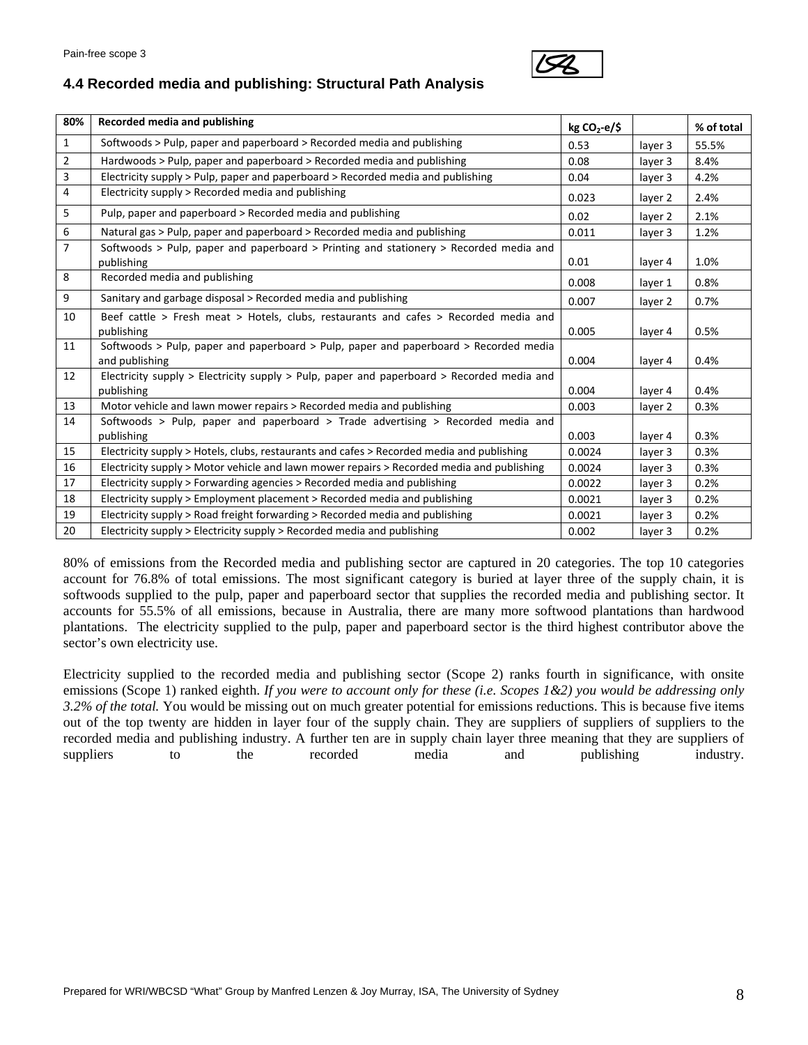## 4.4 Recorded media and publishing: Structural Path Analysis

| 80% | Recorded media and publishing | kg $CO_2$-e/$ | | % of total |
|---|---|---|---|---|
| 1 | Softwoods > Pulp, paper and paperboard > Recorded media and publishing | 0.53 | layer 3 | 55.5% |
| 2 | Hardwoods > Pulp, paper and paperboard > Recorded media and publishing | 0.08 | layer 3 | 8.4% |
| 3 | Electricity supply > Pulp, paper and paperboard > Recorded media and publishing | 0.04 | layer 3 | 4.2% |
| 4 | Electricity supply > Recorded media and publishing | 0.023 | layer 2 | 2.4% |
| 5 | Pulp, paper and paperboard > Recorded media and publishing | 0.02 | layer 2 | 2.1% |
| 6 | Natural gas > Pulp, paper and paperboard > Recorded media and publishing | 0.011 | layer 3 | 1.2% |
| 7 | Softwoods > Pulp, paper and paperboard > Printing and stationery > Recorded media and publishing | 0.01 | layer 4 | 1.0% |
| 8 | Recorded media and publishing | 0.008 | layer 1 | 0.8% |
| 9 | Sanitary and garbage disposal > Recorded media and publishing | 0.007 | layer 2 | 0.7% |
| 10 | Beef cattle > Fresh meat > Hotels, clubs, restaurants and cafes > Recorded media and publishing | 0.005 | layer 4 | 0.5% |
| 11 | Softwoods > Pulp, paper and paperboard > Pulp, paper and paperboard > Recorded media and publishing | 0.004 | layer 4 | 0.4% |
| 12 | Electricity supply > Electricity supply > Pulp, paper and paperboard > Recorded media and publishing | 0.004 | layer 4 | 0.4% |
| 13 | Motor vehicle and lawn mower repairs > Recorded media and publishing | 0.003 | layer 2 | 0.3% |
| 14 | Softwoods > Pulp, paper and paperboard > Trade advertising > Recorded media and publishing | 0.003 | layer 4 | 0.3% |
| 15 | Electricity supply > Hotels, clubs, restaurants and cafes > Recorded media and publishing | 0.0024 | layer 3 | 0.3% |
| 16 | Electricity supply > Motor vehicle and lawn mower repairs > Recorded media and publishing | 0.0024 | layer 3 | 0.3% |
| 17 | Electricity supply > Forwarding agencies > Recorded media and publishing | 0.0022 | layer 3 | 0.2% |
| 18 | Electricity supply > Employment placement > Recorded media and publishing | 0.0021 | layer 3 | 0.2% |
| 19 | Electricity supply > Road freight forwarding > Recorded media and publishing | 0.0021 | layer 3 | 0.2% |
| 20 | Electricity supply > Electricity supply > Recorded media and publishing | 0.002 | layer 3 | 0.2% |

80% of emissions from the Recorded media and publishing sector are captured in 20 categories. The top 10 categories account for 76.8% of total emissions. The most significant category is buried at layer three of the supply chain, it is softwoods supplied to the pulp, paper and paperboard sector that supplies the recorded media and publishing sector. It accounts for 55.5% of all emissions, because in Australia, there are many more softwood plantations than hardwood plantations. The electricity supplied to the pulp, paper and paperboard sector is the third highest contributor above the sector's own electricity use.

Electricity supplied to the recorded media and publishing sector (Scope 2) ranks fourth in significance, with onsite emissions (Scope 1) ranked eighth. *If you were to account only for these (i.e. Scopes 1&2) you would be addressing only 3.2% of the total.* You would be missing out on much greater potential for emissions reductions. This is because five items out of the top twenty are hidden in layer four of the supply chain. They are suppliers of suppliers of suppliers to the recorded media and publishing industry. A further ten are in supply chain layer three meaning that they are suppliers of suppliers to the recorded media and publishing industry.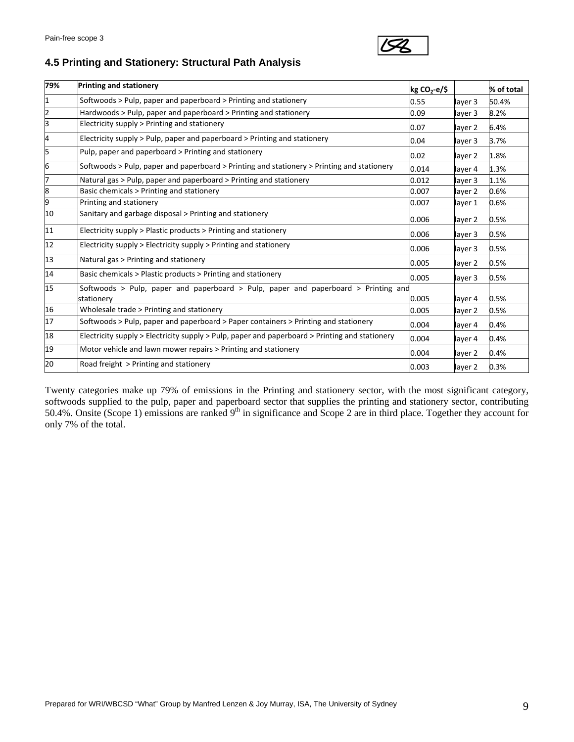### 4.5 Printing and Stationery: Structural Path Analysis

| 79% | Printing and stationery | kg $CO_2$-e/$ | | % of total |
|---|---|---|---|---|
| 1 | Softwoods > Pulp, paper and paperboard > Printing and stationery | 0.55 | layer 3 | 50.4% |
| 2 | Hardwoods > Pulp, paper and paperboard > Printing and stationery | 0.09 | layer 3 | 8.2% |
| 3 | Electricity supply > Printing and stationery | 0.07 | layer 2 | 6.4% |
| 4 | Electricity supply > Pulp, paper and paperboard > Printing and stationery | 0.04 | layer 3 | 3.7% |
| 5 | Pulp, paper and paperboard > Printing and stationery | 0.02 | layer 2 | 1.8% |
| 6 | Softwoods > Pulp, paper and paperboard > Printing and stationery > Printing and stationery | 0.014 | layer 4 | 1.3% |
| 7 | Natural gas > Pulp, paper and paperboard > Printing and stationery | 0.012 | layer 3 | 1.1% |
| 8 | Basic chemicals > Printing and stationery | 0.007 | layer 2 | 0.6% |
| 9 | Printing and stationery | 0.007 | layer 1 | 0.6% |
| 10 | Sanitary and garbage disposal > Printing and stationery | 0.006 | layer 2 | 0.5% |
| 11 | Electricity supply > Plastic products > Printing and stationery | 0.006 | layer 3 | 0.5% |
| 12 | Electricity supply > Electricity supply > Printing and stationery | 0.006 | layer 3 | 0.5% |
| 13 | Natural gas > Printing and stationery | 0.005 | layer 2 | 0.5% |
| 14 | Basic chemicals > Plastic products > Printing and stationery | 0.005 | layer 3 | 0.5% |
| 15 | Softwoods > Pulp, paper and paperboard > Pulp, paper and paperboard > Printing and stationery | 0.005 | layer 4 | 0.5% |
| 16 | Wholesale trade > Printing and stationery | 0.005 | layer 2 | 0.5% |
| 17 | Softwoods > Pulp, paper and paperboard > Paper containers > Printing and stationery | 0.004 | layer 4 | 0.4% |
| 18 | Electricity supply > Electricity supply > Pulp, paper and paperboard > Printing and stationery | 0.004 | layer 4 | 0.4% |
| 19 | Motor vehicle and lawn mower repairs > Printing and stationery | 0.004 | layer 2 | 0.4% |
| 20 | Road freight > Printing and stationery | 0.003 | layer 2 | 0.3% |

Twenty categories make up 79% of emissions in the Printing and stationery sector, with the most significant category, softwoods supplied to the pulp, paper and paperboard sector that supplies the printing and stationery sector, contributing 50.4%. Onsite (Scope 1) emissions are ranked 9th in significance and Scope 2 are in third place. Together they account for only 7% of the total.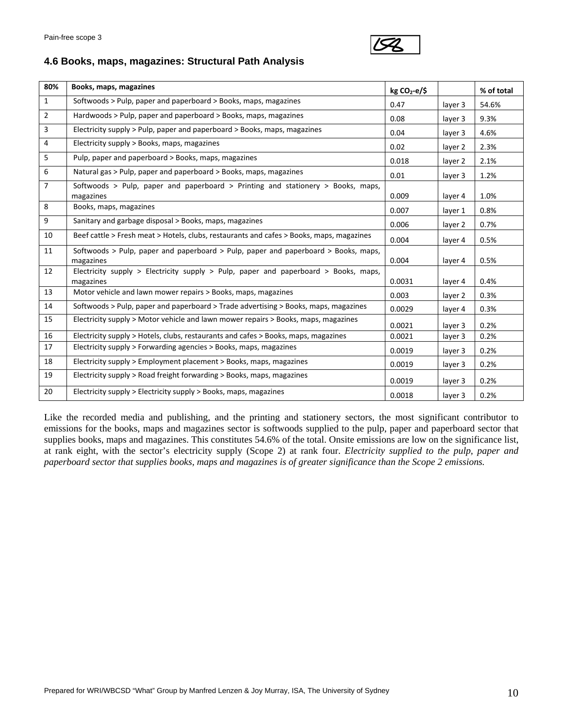## 4.6 Books, maps, magazines: Structural Path Analysis

| 80% | Books, maps, magazines | kg $CO_2$-e/$ | | % of total |
|---|---|---|---|---|
| 1 | Softwoods > Pulp, paper and paperboard > Books, maps, magazines | 0.47 | layer 3 | 54.6% |
| 2 | Hardwoods > Pulp, paper and paperboard > Books, maps, magazines | 0.08 | layer 3 | 9.3% |
| 3 | Electricity supply > Pulp, paper and paperboard > Books, maps, magazines | 0.04 | layer 3 | 4.6% |
| 4 | Electricity supply > Books, maps, magazines | 0.02 | layer 2 | 2.3% |
| 5 | Pulp, paper and paperboard > Books, maps, magazines | 0.018 | layer 2 | 2.1% |
| 6 | Natural gas > Pulp, paper and paperboard > Books, maps, magazines | 0.01 | layer 3 | 1.2% |
| 7 | Softwoods > Pulp, paper and paperboard > Printing and stationery > Books, maps, magazines | 0.009 | layer 4 | 1.0% |
| 8 | Books, maps, magazines | 0.007 | layer 1 | 0.8% |
| 9 | Sanitary and garbage disposal > Books, maps, magazines | 0.006 | layer 2 | 0.7% |
| 10 | Beef cattle > Fresh meat > Hotels, clubs, restaurants and cafes > Books, maps, magazines | 0.004 | layer 4 | 0.5% |
| 11 | Softwoods > Pulp, paper and paperboard > Pulp, paper and paperboard > Books, maps, magazines | 0.004 | layer 4 | 0.5% |
| 12 | Electricity supply > Electricity supply > Pulp, paper and paperboard > Books, maps, magazines | 0.0031 | layer 4 | 0.4% |
| 13 | Motor vehicle and lawn mower repairs > Books, maps, magazines | 0.003 | layer 2 | 0.3% |
| 14 | Softwoods > Pulp, paper and paperboard > Trade advertising > Books, maps, magazines | 0.0029 | layer 4 | 0.3% |
| 15 | Electricity supply > Motor vehicle and lawn mower repairs > Books, maps, magazines | 0.0021 | layer 3 | 0.2% |
| 16 | Electricity supply > Hotels, clubs, restaurants and cafes > Books, maps, magazines | 0.0021 | layer 3 | 0.2% |
| 17 | Electricity supply > Forwarding agencies > Books, maps, magazines | 0.0019 | layer 3 | 0.2% |
| 18 | Electricity supply > Employment placement > Books, maps, magazines | 0.0019 | layer 3 | 0.2% |
| 19 | Electricity supply > Road freight forwarding > Books, maps, magazines | 0.0019 | layer 3 | 0.2% |
| 20 | Electricity supply > Electricity supply > Books, maps, magazines | 0.0018 | layer 3 | 0.2% |

Like the recorded media and publishing, and the printing and stationery sectors, the most significant contributor to emissions for the books, maps and magazines sector is softwoods supplied to the pulp, paper and paperboard sector that supplies books, maps and magazines. This constitutes 54.6% of the total. Onsite emissions are low on the significance list, at rank eight, with the sector's electricity supply (Scope 2) at rank four. *Electricity supplied to the pulp, paper and paperboard sector that supplies books, maps and magazines is of greater significance than the Scope 2 emissions.*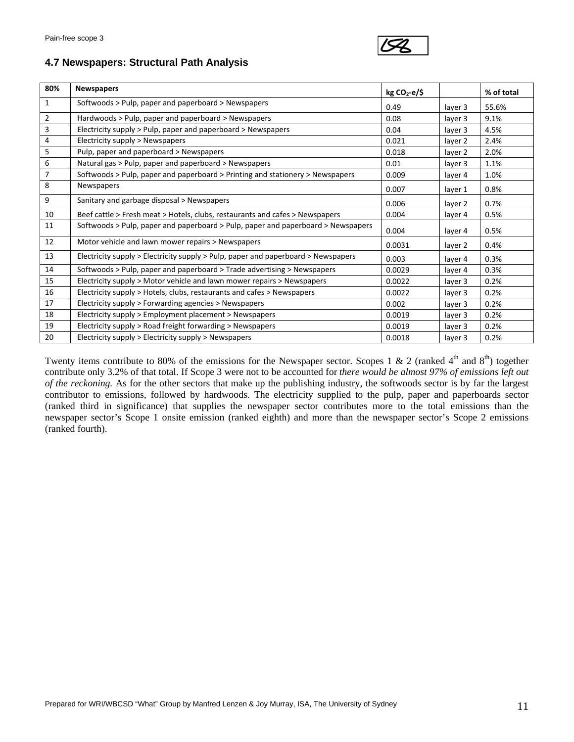## 4.7 Newspapers: Structural Path Analysis

| 80% | Newspapers | kg $CO_2$-e/$ | | % of total |
|---|---|---|---|---|
| 1 | Softwoods > Pulp, paper and paperboard > Newspapers | 0.49 | layer 3 | 55.6% |
| 2 | Hardwoods > Pulp, paper and paperboard > Newspapers | 0.08 | layer 3 | 9.1% |
| 3 | Electricity supply > Pulp, paper and paperboard > Newspapers | 0.04 | layer 3 | 4.5% |
| 4 | Electricity supply > Newspapers | 0.021 | layer 2 | 2.4% |
| 5 | Pulp, paper and paperboard > Newspapers | 0.018 | layer 2 | 2.0% |
| 6 | Natural gas > Pulp, paper and paperboard > Newspapers | 0.01 | layer 3 | 1.1% |
| 7 | Softwoods > Pulp, paper and paperboard > Printing and stationery > Newspapers | 0.009 | layer 4 | 1.0% |
| 8 | Newspapers | 0.007 | layer 1 | 0.8% |
| 9 | Sanitary and garbage disposal > Newspapers | 0.006 | layer 2 | 0.7% |
| 10 | Beef cattle > Fresh meat > Hotels, clubs, restaurants and cafes > Newspapers | 0.004 | layer 4 | 0.5% |
| 11 | Softwoods > Pulp, paper and paperboard > Pulp, paper and paperboard > Newspapers | 0.004 | layer 4 | 0.5% |
| 12 | Motor vehicle and lawn mower repairs > Newspapers | 0.0031 | layer 2 | 0.4% |
| 13 | Electricity supply > Electricity supply > Pulp, paper and paperboard > Newspapers | 0.003 | layer 4 | 0.3% |
| 14 | Softwoods > Pulp, paper and paperboard > Trade advertising > Newspapers | 0.0029 | layer 4 | 0.3% |
| 15 | Electricity supply > Motor vehicle and lawn mower repairs > Newspapers | 0.0022 | layer 3 | 0.2% |
| 16 | Electricity supply > Hotels, clubs, restaurants and cafes > Newspapers | 0.0022 | layer 3 | 0.2% |
| 17 | Electricity supply > Forwarding agencies > Newspapers | 0.002 | layer 3 | 0.2% |
| 18 | Electricity supply > Employment placement > Newspapers | 0.0019 | layer 3 | 0.2% |
| 19 | Electricity supply > Road freight forwarding > Newspapers | 0.0019 | layer 3 | 0.2% |
| 20 | Electricity supply > Electricity supply > Newspapers | 0.0018 | layer 3 | 0.2% |

Twenty items contribute to 80% of the emissions for the Newspaper sector. Scopes 1 & 2 (ranked 4th and 8th) together contribute only 3.2% of that total. If Scope 3 were not to be accounted for *there would be almost 97% of emissions left out of the reckoning.* As for the other sectors that make up the publishing industry, the softwoods sector is by far the largest contributor to emissions, followed by hardwoods. The electricity supplied to the pulp, paper and paperboards sector (ranked third in significance) that supplies the newspaper sector contributes more to the total emissions than the newspaper sector's Scope 1 onsite emission (ranked eighth) and more than the newspaper sector's Scope 2 emissions (ranked fourth).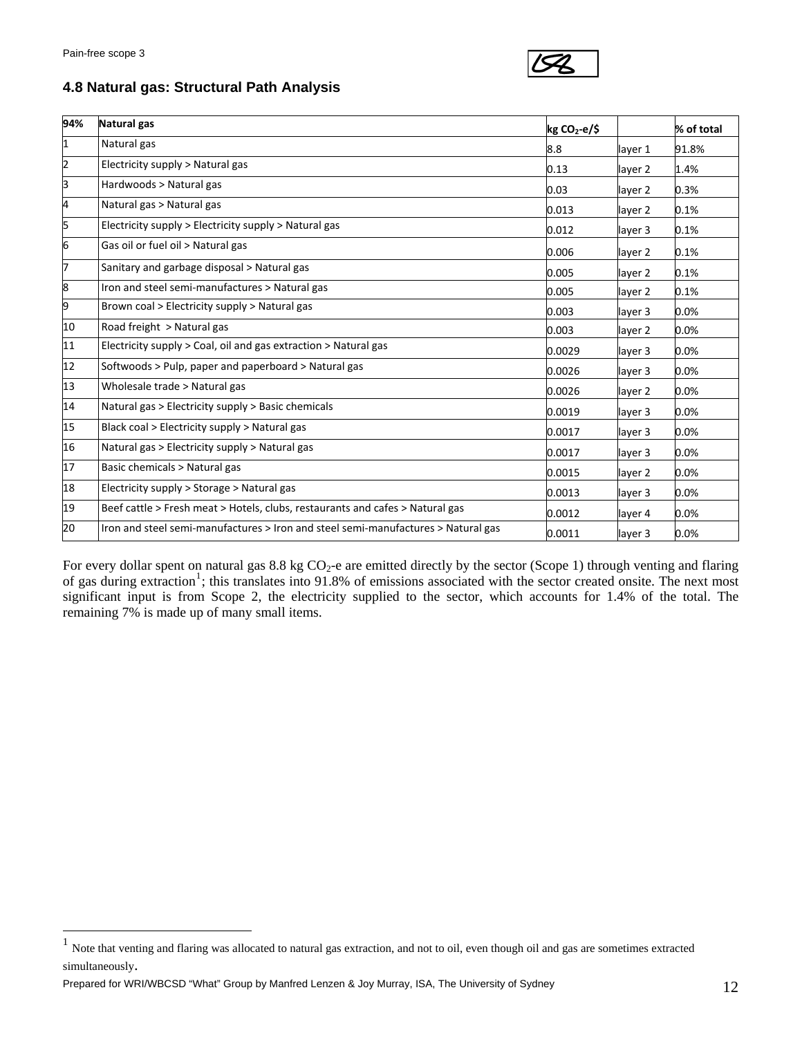### 4.8 Natural gas: Structural Path Analysis

| 94% | Natural gas | kg $CO_2$-e/$ | | % of total |
|---|---|---|---|---|
| 1 | Natural gas | 8.8 | layer 1 | 91.8% |
| 2 | Electricity supply > Natural gas | 0.13 | layer 2 | 1.4% |
| 3 | Hardwoods > Natural gas | 0.03 | layer 2 | 0.3% |
| 4 | Natural gas > Natural gas | 0.013 | layer 2 | 0.1% |
| 5 | Electricity supply > Electricity supply > Natural gas | 0.012 | layer 3 | 0.1% |
| 6 | Gas oil or fuel oil > Natural gas | 0.006 | layer 2 | 0.1% |
| 7 | Sanitary and garbage disposal > Natural gas | 0.005 | layer 2 | 0.1% |
| 8 | Iron and steel semi-manufactures > Natural gas | 0.005 | layer 2 | 0.1% |
| 9 | Brown coal > Electricity supply > Natural gas | 0.003 | layer 3 | 0.0% |
| 10 | Road freight > Natural gas | 0.003 | layer 2 | 0.0% |
| 11 | Electricity supply > Coal, oil and gas extraction > Natural gas | 0.0029 | layer 3 | 0.0% |
| 12 | Softwoods > Pulp, paper and paperboard > Natural gas | 0.0026 | layer 3 | 0.0% |
| 13 | Wholesale trade > Natural gas | 0.0026 | layer 2 | 0.0% |
| 14 | Natural gas > Electricity supply > Basic chemicals | 0.0019 | layer 3 | 0.0% |
| 15 | Black coal > Electricity supply > Natural gas | 0.0017 | layer 3 | 0.0% |
| 16 | Natural gas > Electricity supply > Natural gas | 0.0017 | layer 3 | 0.0% |
| 17 | Basic chemicals > Natural gas | 0.0015 | layer 2 | 0.0% |
| 18 | Electricity supply > Storage > Natural gas | 0.0013 | layer 3 | 0.0% |
| 19 | Beef cattle > Fresh meat > Hotels, clubs, restaurants and cafes > Natural gas | 0.0012 | layer 4 | 0.0% |
| 20 | Iron and steel semi-manufactures > Iron and steel semi-manufactures > Natural gas | 0.0011 | layer 3 | 0.0% |

For every dollar spent on natural gas 8.8 kg $CO_2$-e are emitted directly by the sector (Scope 1) through venting and flaring of gas during extraction[1]; this translates into 91.8% of emissions associated with the sector created onsite. The next most significant input is from Scope 2, the electricity supplied to the sector, which accounts for 1.4% of the total. The remaining 7% is made up of many small items.

[1] Note that venting and flaring was allocated to natural gas extraction, and not to oil, even though oil and gas are sometimes extracted simultaneously.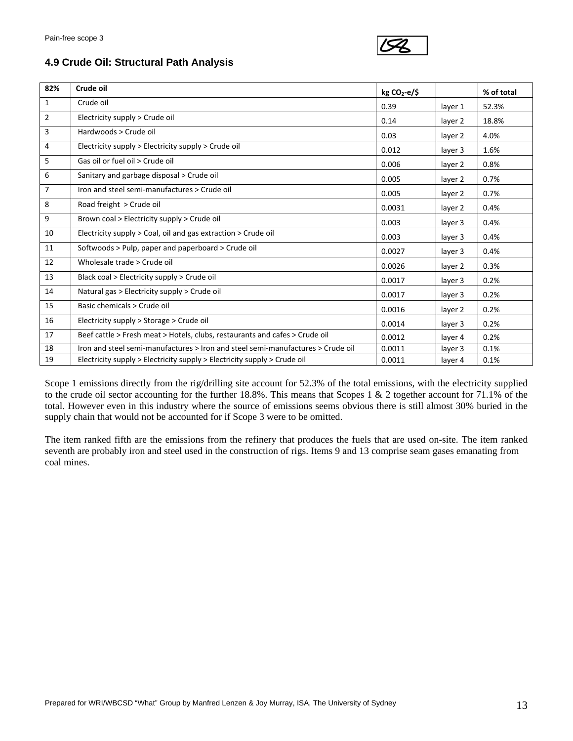### 4.9 Crude Oil: Structural Path Analysis

| 82% | Crude oil | kg $CO_2$-e/$ | | % of total |
|---|---|---|---|---|
| 1 | Crude oil | 0.39 | layer 1 | 52.3% |
| 2 | Electricity supply > Crude oil | 0.14 | layer 2 | 18.8% |
| 3 | Hardwoods > Crude oil | 0.03 | layer 2 | 4.0% |
| 4 | Electricity supply > Electricity supply > Crude oil | 0.012 | layer 3 | 1.6% |
| 5 | Gas oil or fuel oil > Crude oil | 0.006 | layer 2 | 0.8% |
| 6 | Sanitary and garbage disposal > Crude oil | 0.005 | layer 2 | 0.7% |
| 7 | Iron and steel semi-manufactures > Crude oil | 0.005 | layer 2 | 0.7% |
| 8 | Road freight > Crude oil | 0.0031 | layer 2 | 0.4% |
| 9 | Brown coal > Electricity supply > Crude oil | 0.003 | layer 3 | 0.4% |
| 10 | Electricity supply > Coal, oil and gas extraction > Crude oil | 0.003 | layer 3 | 0.4% |
| 11 | Softwoods > Pulp, paper and paperboard > Crude oil | 0.0027 | layer 3 | 0.4% |
| 12 | Wholesale trade > Crude oil | 0.0026 | layer 2 | 0.3% |
| 13 | Black coal > Electricity supply > Crude oil | 0.0017 | layer 3 | 0.2% |
| 14 | Natural gas > Electricity supply > Crude oil | 0.0017 | layer 3 | 0.2% |
| 15 | Basic chemicals > Crude oil | 0.0016 | layer 2 | 0.2% |
| 16 | Electricity supply > Storage > Crude oil | 0.0014 | layer 3 | 0.2% |
| 17 | Beef cattle > Fresh meat > Hotels, clubs, restaurants and cafes > Crude oil | 0.0012 | layer 4 | 0.2% |
| 18 | Iron and steel semi-manufactures > Iron and steel semi-manufactures > Crude oil | 0.0011 | layer 3 | 0.1% |
| 19 | Electricity supply > Electricity supply > Electricity supply > Crude oil | 0.0011 | layer 4 | 0.1% |

Scope 1 emissions directly from the rig/drilling site account for 52.3% of the total emissions, with the electricity supplied to the crude oil sector accounting for the further 18.8%. This means that Scopes 1 & 2 together account for 71.1% of the total. However even in this industry where the source of emissions seems obvious there is still almost 30% buried in the supply chain that would not be accounted for if Scope 3 were to be omitted.

The item ranked fifth are the emissions from the refinery that produces the fuels that are used on-site. The item ranked seventh are probably iron and steel used in the construction of rigs. Items 9 and 13 comprise seam gases emanating from coal mines.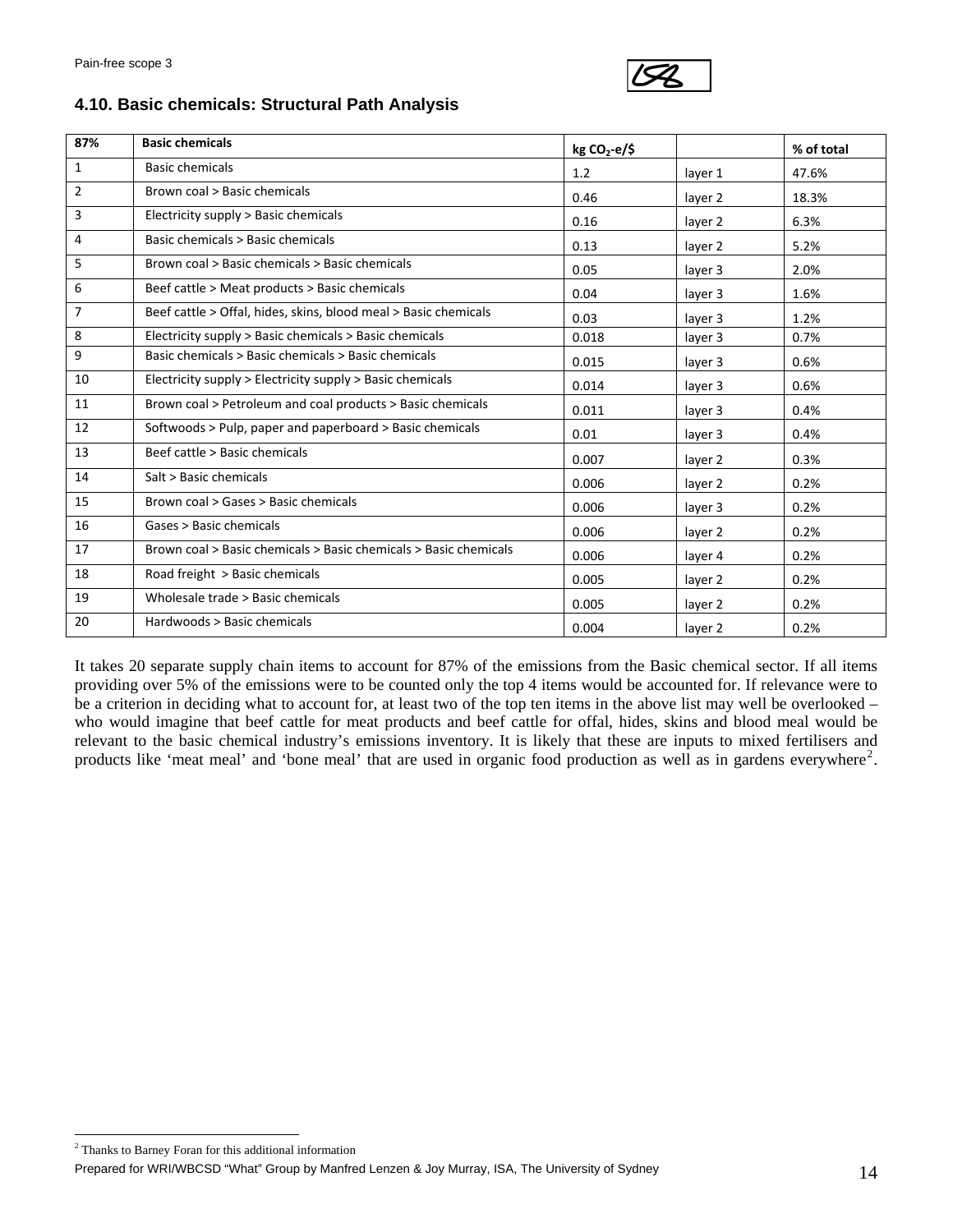### 4.10. Basic chemicals: Structural Path Analysis

| 87% | Basic chemicals | kg $CO_2$-e/$ | | % of total |
|---|---|---|---|---|
| 1 | Basic chemicals | 1.2 | layer 1 | 47.6% |
| 2 | Brown coal > Basic chemicals | 0.46 | layer 2 | 18.3% |
| 3 | Electricity supply > Basic chemicals | 0.16 | layer 2 | 6.3% |
| 4 | Basic chemicals > Basic chemicals | 0.13 | layer 2 | 5.2% |
| 5 | Brown coal > Basic chemicals > Basic chemicals | 0.05 | layer 3 | 2.0% |
| 6 | Beef cattle > Meat products > Basic chemicals | 0.04 | layer 3 | 1.6% |
| 7 | Beef cattle > Offal, hides, skins, blood meal > Basic chemicals | 0.03 | layer 3 | 1.2% |
| 8 | Electricity supply > Basic chemicals > Basic chemicals | 0.018 | layer 3 | 0.7% |
| 9 | Basic chemicals > Basic chemicals > Basic chemicals | 0.015 | layer 3 | 0.6% |
| 10 | Electricity supply > Electricity supply > Basic chemicals | 0.014 | layer 3 | 0.6% |
| 11 | Brown coal > Petroleum and coal products > Basic chemicals | 0.011 | layer 3 | 0.4% |
| 12 | Softwoods > Pulp, paper and paperboard > Basic chemicals | 0.01 | layer 3 | 0.4% |
| 13 | Beef cattle > Basic chemicals | 0.007 | layer 2 | 0.3% |
| 14 | Salt > Basic chemicals | 0.006 | layer 2 | 0.2% |
| 15 | Brown coal > Gases > Basic chemicals | 0.006 | layer 3 | 0.2% |
| 16 | Gases > Basic chemicals | 0.006 | layer 2 | 0.2% |
| 17 | Brown coal > Basic chemicals > Basic chemicals > Basic chemicals | 0.006 | layer 4 | 0.2% |
| 18 | Road freight > Basic chemicals | 0.005 | layer 2 | 0.2% |
| 19 | Wholesale trade > Basic chemicals | 0.005 | layer 2 | 0.2% |
| 20 | Hardwoods > Basic chemicals | 0.004 | layer 2 | 0.2% |

It takes 20 separate supply chain items to account for 87% of the emissions from the Basic chemical sector. If all items providing over 5% of the emissions were to be counted only the top 4 items would be accounted for. If relevance were to be a criterion in deciding what to account for, at least two of the top ten items in the above list may well be overlooked – who would imagine that beef cattle for meat products and beef cattle for offal, hides, skins and blood meal would be relevant to the basic chemical industry's emissions inventory. It is likely that these are inputs to mixed fertilisers and products like 'meat meal' and 'bone meal' that are used in organic food production as well as in gardens everywhere[2].

[2] Thanks to Barney Foran for this additional information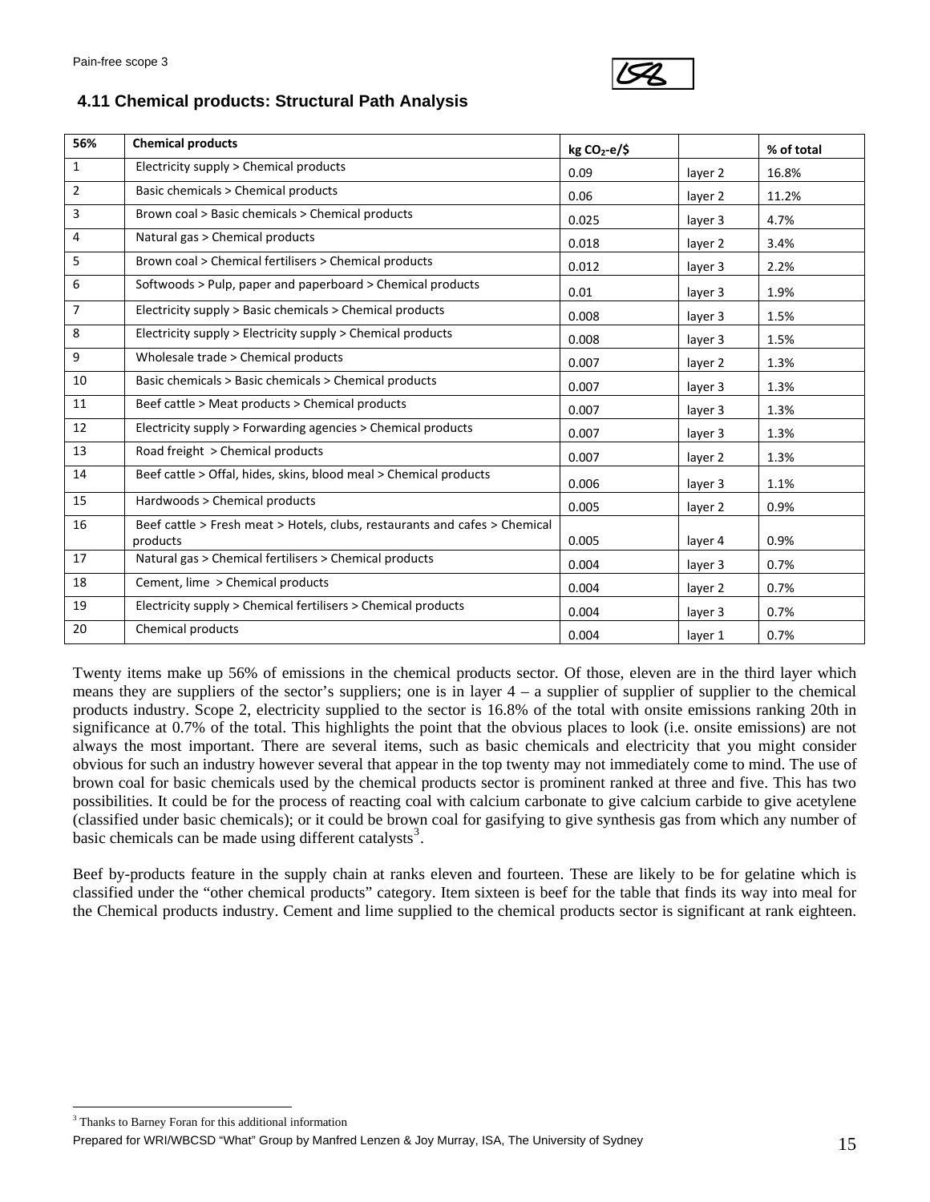### 4.11 Chemical products: Structural Path Analysis

| 56% | Chemical products | kg $CO_2$-e/$ | | % of total |
|---|---|---|---|---|
| 1 | Electricity supply > Chemical products | 0.09 | layer 2 | 16.8% |
| 2 | Basic chemicals > Chemical products | 0.06 | layer 2 | 11.2% |
| 3 | Brown coal > Basic chemicals > Chemical products | 0.025 | layer 3 | 4.7% |
| 4 | Natural gas > Chemical products | 0.018 | layer 2 | 3.4% |
| 5 | Brown coal > Chemical fertilisers > Chemical products | 0.012 | layer 3 | 2.2% |
| 6 | Softwoods > Pulp, paper and paperboard > Chemical products | 0.01 | layer 3 | 1.9% |
| 7 | Electricity supply > Basic chemicals > Chemical products | 0.008 | layer 3 | 1.5% |
| 8 | Electricity supply > Electricity supply > Chemical products | 0.008 | layer 3 | 1.5% |
| 9 | Wholesale trade > Chemical products | 0.007 | layer 2 | 1.3% |
| 10 | Basic chemicals > Basic chemicals > Chemical products | 0.007 | layer 3 | 1.3% |
| 11 | Beef cattle > Meat products > Chemical products | 0.007 | layer 3 | 1.3% |
| 12 | Electricity supply > Forwarding agencies > Chemical products | 0.007 | layer 3 | 1.3% |
| 13 | Road freight > Chemical products | 0.007 | layer 2 | 1.3% |
| 14 | Beef cattle > Offal, hides, skins, blood meal > Chemical products | 0.006 | layer 3 | 1.1% |
| 15 | Hardwoods > Chemical products | 0.005 | layer 2 | 0.9% |
| 16 | Beef cattle > Fresh meat > Hotels, clubs, restaurants and cafes > Chemical products | 0.005 | layer 4 | 0.9% |
| 17 | Natural gas > Chemical fertilisers > Chemical products | 0.004 | layer 3 | 0.7% |
| 18 | Cement, lime > Chemical products | 0.004 | layer 2 | 0.7% |
| 19 | Electricity supply > Chemical fertilisers > Chemical products | 0.004 | layer 3 | 0.7% |
| 20 | Chemical products | 0.004 | layer 1 | 0.7% |

Twenty items make up 56% of emissions in the chemical products sector. Of those, eleven are in the third layer which means they are suppliers of the sector's suppliers; one is in layer 4 – a supplier of supplier of supplier to the chemical products industry. Scope 2, electricity supplied to the sector is 16.8% of the total with onsite emissions ranking 20th in significance at 0.7% of the total. This highlights the point that the obvious places to look (i.e. onsite emissions) are not always the most important. There are several items, such as basic chemicals and electricity that you might consider obvious for such an industry however several that appear in the top twenty may not immediately come to mind. The use of brown coal for basic chemicals used by the chemical products sector is prominent ranked at three and five. This has two possibilities. It could be for the process of reacting coal with calcium carbonate to give calcium carbide to give acetylene (classified under basic chemicals); or it could be brown coal for gasifying to give synthesis gas from which any number of basic chemicals can be made using different catalysts[3].

Beef by-products feature in the supply chain at ranks eleven and fourteen. These are likely to be for gelatine which is classified under the "other chemical products" category. Item sixteen is beef for the table that finds its way into meal for the Chemical products industry. Cement and lime supplied to the chemical products sector is significant at rank eighteen.

[3] Thanks to Barney Foran for this additional information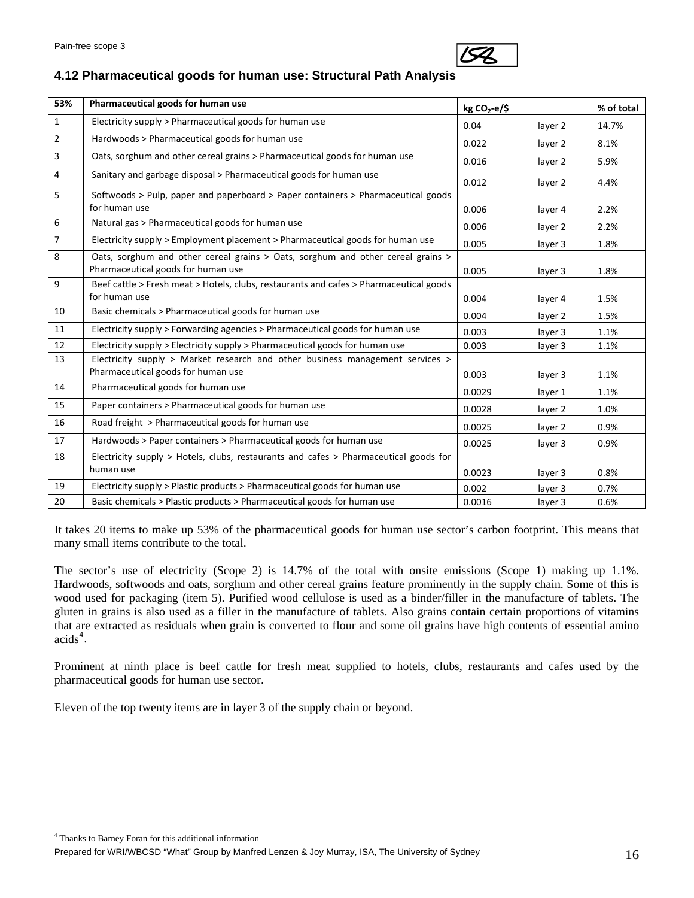### 4.12 Pharmaceutical goods for human use: Structural Path Analysis

| 53% | Pharmaceutical goods for human use | kg $CO_2$-e/$ | | % of total |
|---|---|---|---|---|
| 1 | Electricity supply > Pharmaceutical goods for human use | 0.04 | layer 2 | 14.7% |
| 2 | Hardwoods > Pharmaceutical goods for human use | 0.022 | layer 2 | 8.1% |
| 3 | Oats, sorghum and other cereal grains > Pharmaceutical goods for human use | 0.016 | layer 2 | 5.9% |
| 4 | Sanitary and garbage disposal > Pharmaceutical goods for human use | 0.012 | layer 2 | 4.4% |
| 5 | Softwoods > Pulp, paper and paperboard > Paper containers > Pharmaceutical goods for human use | 0.006 | layer 4 | 2.2% |
| 6 | Natural gas > Pharmaceutical goods for human use | 0.006 | layer 2 | 2.2% |
| 7 | Electricity supply > Employment placement > Pharmaceutical goods for human use | 0.005 | layer 3 | 1.8% |
| 8 | Oats, sorghum and other cereal grains > Oats, sorghum and other cereal grains > Pharmaceutical goods for human use | 0.005 | layer 3 | 1.8% |
| 9 | Beef cattle > Fresh meat > Hotels, clubs, restaurants and cafes > Pharmaceutical goods for human use | 0.004 | layer 4 | 1.5% |
| 10 | Basic chemicals > Pharmaceutical goods for human use | 0.004 | layer 2 | 1.5% |
| 11 | Electricity supply > Forwarding agencies > Pharmaceutical goods for human use | 0.003 | layer 3 | 1.1% |
| 12 | Electricity supply > Electricity supply > Pharmaceutical goods for human use | 0.003 | layer 3 | 1.1% |
| 13 | Electricity supply > Market research and other business management services > Pharmaceutical goods for human use | 0.003 | layer 3 | 1.1% |
| 14 | Pharmaceutical goods for human use | 0.0029 | layer 1 | 1.1% |
| 15 | Paper containers > Pharmaceutical goods for human use | 0.0028 | layer 2 | 1.0% |
| 16 | Road freight > Pharmaceutical goods for human use | 0.0025 | layer 2 | 0.9% |
| 17 | Hardwoods > Paper containers > Pharmaceutical goods for human use | 0.0025 | layer 3 | 0.9% |
| 18 | Electricity supply > Hotels, clubs, restaurants and cafes > Pharmaceutical goods for human use | 0.0023 | layer 3 | 0.8% |
| 19 | Electricity supply > Plastic products > Pharmaceutical goods for human use | 0.002 | layer 3 | 0.7% |
| 20 | Basic chemicals > Plastic products > Pharmaceutical goods for human use | 0.0016 | layer 3 | 0.6% |

It takes 20 items to make up 53% of the pharmaceutical goods for human use sector's carbon footprint. This means that many small items contribute to the total.

The sector's use of electricity (Scope 2) is 14.7% of the total with onsite emissions (Scope 1) making up 1.1%. Hardwoods, softwoods and oats, sorghum and other cereal grains feature prominently in the supply chain. Some of this is wood used for packaging (item 5). Purified wood cellulose is used as a binder/filler in the manufacture of tablets. The gluten in grains is also used as a filler in the manufacture of tablets. Also grains contain certain proportions of vitamins that are extracted as residuals when grain is converted to flour and some oil grains have high contents of essential amino acids[4].

Prominent at ninth place is beef cattle for fresh meat supplied to hotels, clubs, restaurants and cafes used by the pharmaceutical goods for human use sector.

Eleven of the top twenty items are in layer 3 of the supply chain or beyond.

[4] Thanks to Barney Foran for this additional information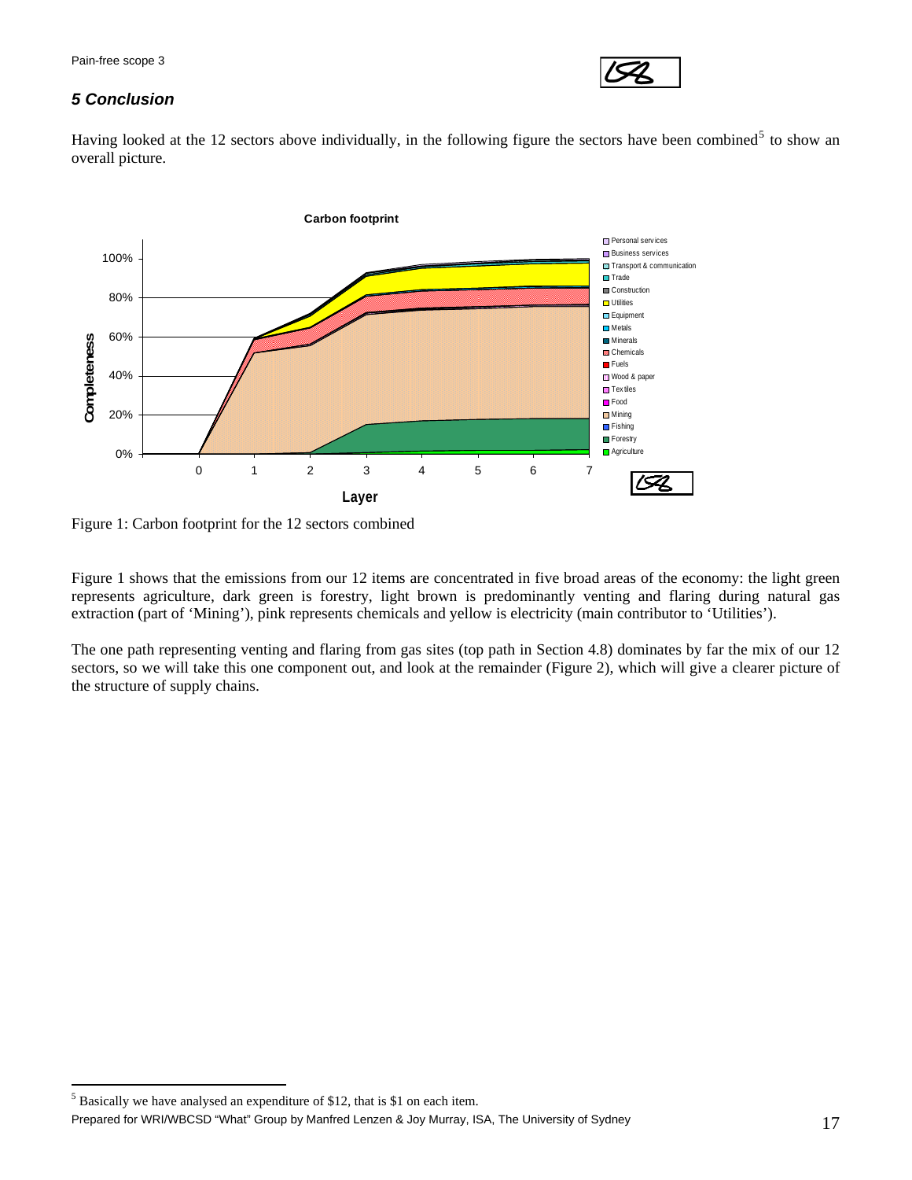## *5 Conclusion*

Having looked at the 12 sectors above individually, in the following figure the sectors have been combined[5] to show an overall picture.

Figure 1: Carbon footprint for the 12 sectors combined

Figure 1 shows that the emissions from our 12 items are concentrated in five broad areas of the economy: the light green represents agriculture, dark green is forestry, light brown is predominantly venting and flaring during natural gas extraction (part of 'Mining'), pink represents chemicals and yellow is electricity (main contributor to 'Utilities').

The one path representing venting and flaring from gas sites (top path in Section 4.8) dominates by far the mix of our 12 sectors, so we will take this one component out, and look at the remainder (Figure 2), which will give a clearer picture of the structure of supply chains.

[5] Basically we have analysed an expenditure of $12, that is $1 on each item.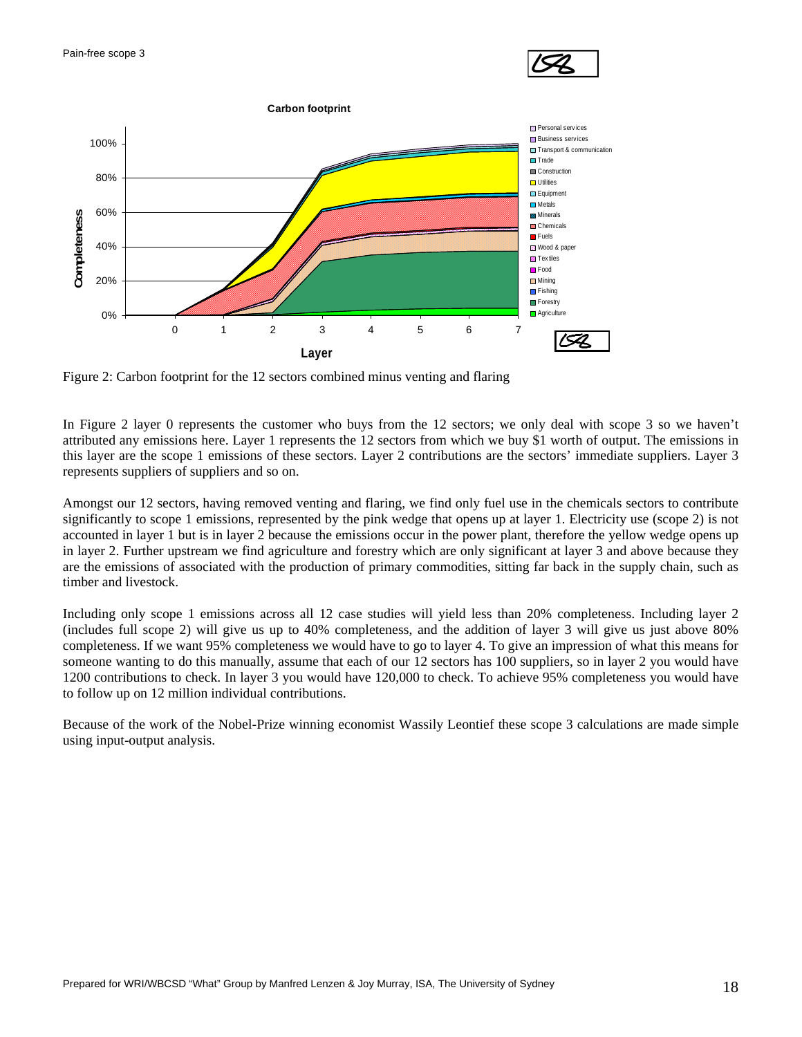Carbon footprint

Completeness

100%
80%
60%
40%
20%
0%

0 1 2 3 4 5 6 7

Layer

Personal services
Business services
Transport & communication
Trade
Construction
Utilities
Equipment
Metals
Minerals
Chemicals
Fuels
Wood & paper
Textiles
Food
Mining
Fishing
Forestry
Agriculture

Figure 2: Carbon footprint for the 12 sectors combined minus venting and flaring

In Figure 2 layer 0 represents the customer who buys from the 12 sectors; we only deal with scope 3 so we haven't attributed any emissions here. Layer 1 represents the 12 sectors from which we buy $1 worth of output. The emissions in this layer are the scope 1 emissions of these sectors. Layer 2 contributions are the sectors' immediate suppliers. Layer 3 represents suppliers of suppliers and so on.

Amongst our 12 sectors, having removed venting and flaring, we find only fuel use in the chemicals sectors to contribute significantly to scope 1 emissions, represented by the pink wedge that opens up at layer 1. Electricity use (scope 2) is not accounted in layer 1 but is in layer 2 because the emissions occur in the power plant, therefore the yellow wedge opens up in layer 2. Further upstream we find agriculture and forestry which are only significant at layer 3 and above because they are the emissions of associated with the production of primary commodities, sitting far back in the supply chain, such as timber and livestock.

Including only scope 1 emissions across all 12 case studies will yield less than 20% completeness. Including layer 2 (includes full scope 2) will give us up to 40% completeness, and the addition of layer 3 will give us just above 80% completeness. If we want 95% completeness we would have to go to layer 4. To give an impression of what this means for someone wanting to do this manually, assume that each of our 12 sectors has 100 suppliers, so in layer 2 you would have 1200 contributions to check. In layer 3 you would have 120,000 to check. To achieve 95% completeness you would have to follow up on 12 million individual contributions.

Because of the work of the Nobel-Prize winning economist Wassily Leontief these scope 3 calculations are made simple using input-output analysis.